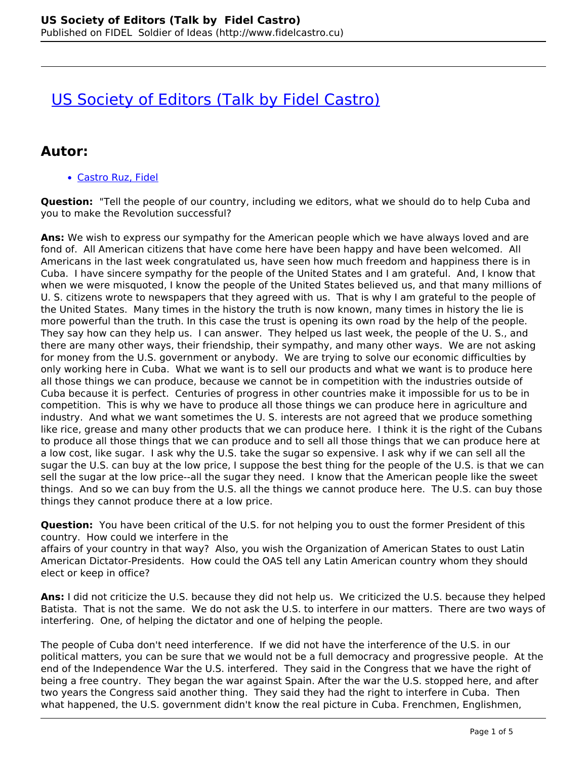# US Society of Editors (Talk by Fidel Castro)

## Autor:

- Castro Ruz, Fidel

**Question:** "Tell the people of our country, including we editors, what we should do to help Cuba and you to make the Revolution successful?

**Ans:** We wish to express our sympathy for the American people which we have always loved and are fond of. All American citizens that have come here have been happy and have been welcomed. All Americans in the last week congratulated us, have seen how much freedom and happiness there is in Cuba. I have sincere sympathy for the people of the United States and I am grateful. And, I know that when we were misquoted, I know the people of the United States believed us, and that many millions of U. S. citizens wrote to newspapers that they agreed with us. That is why I am grateful to the people of the United States. Many times in the history the truth is now known, many times in history the lie is more powerful than the truth. In this case the trust is opening its own road by the help of the people. They say how can they help us. I can answer. They helped us last week, the people of the U. S., and there are many other ways, their friendship, their sympathy, and many other ways. We are not asking for money from the U.S. government or anybody. We are trying to solve our economic difficulties by only working here in Cuba. What we want is to sell our products and what we want is to produce here all those things we can produce, because we cannot be in competition with the industries outside of Cuba because it is perfect. Centuries of progress in other countries make it impossible for us to be in competition. This is why we have to produce all those things we can produce here in agriculture and industry. And what we want sometimes the U. S. interests are not agreed that we produce something like rice, grease and many other products that we can produce here. I think it is the right of the Cubans to produce all those things that we can produce and to sell all those things that we can produce here at a low cost, like sugar. I ask why the U.S. take the sugar so expensive. I ask why if we can sell all the sugar the U.S. can buy at the low price, I suppose the best thing for the people of the U.S. is that we can sell the sugar at the low price--all the sugar they need. I know that the American people like the sweet things. And so we can buy from the U.S. all the things we cannot produce here. The U.S. can buy those things they cannot produce there at a low price.

**Question:** You have been critical of the U.S. for not helping you to oust the former President of this country. How could we interfere in the affairs of your country in that way? Also, you wish the Organization of American States to oust Latin American Dictator-Presidents. How could the OAS tell any Latin American country whom they should elect or keep in office?

**Ans:** I did not criticize the U.S. because they did not help us. We criticized the U.S. because they helped Batista. That is not the same. We do not ask the U.S. to interfere in our matters. There are two ways of interfering. One, of helping the dictator and one of helping the people.

The people of Cuba don't need interference. If we did not have the interference of the U.S. in our political matters, you can be sure that we would not be a full democracy and progressive people. At the end of the Independence War the U.S. interfered. They said in the Congress that we have the right of being a free country. They began the war against Spain. After the war the U.S. stopped here, and after two years the Congress said another thing. They said they had the right to interfere in Cuba. Then what happened, the U.S. government didn't know the real picture in Cuba. Frenchmen, Englishmen,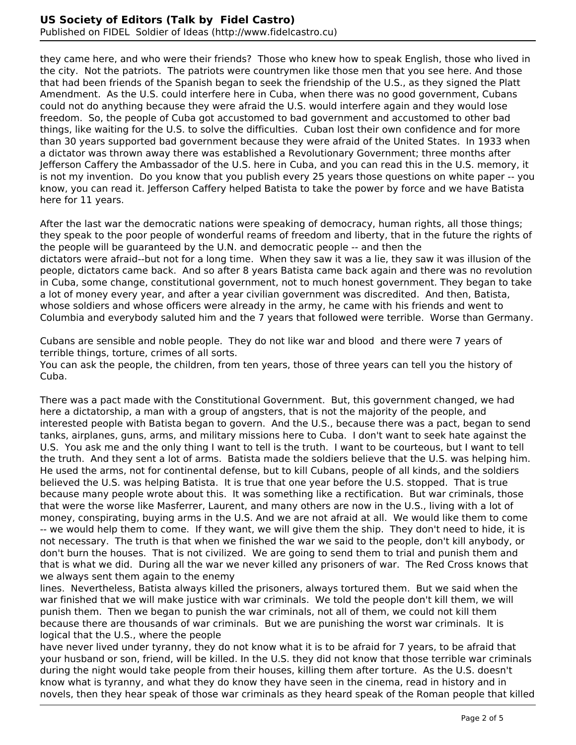they came here, and who were their friends? Those who knew how to speak English, those who lived in the city. Not the patriots. The patriots were countrymen like those men that you see here. And those that had been friends of the Spanish began to seek the friendship of the U.S., as they signed the Platt Amendment. As the U.S. could interfere here in Cuba, when there was no good government, Cubans could not do anything because they were afraid the U.S. would interfere again and they would lose freedom. So, the people of Cuba got accustomed to bad government and accustomed to other bad things, like waiting for the U.S. to solve the difficulties. Cuban lost their own confidence and for more than 30 years supported bad government because they were afraid of the United States. In 1933 when a dictator was thrown away there was established a Revolutionary Government; three months after Jefferson Caffery the Ambassador of the U.S. here in Cuba, and you can read this in the U.S. memory, it is not my invention. Do you know that you publish every 25 years those questions on white paper -- you know, you can read it. Jefferson Caffery helped Batista to take the power by force and we have Batista here for 11 years.

After the last war the democratic nations were speaking of democracy, human rights, all those things; they speak to the poor people of wonderful reams of freedom and liberty, that in the future the rights of the people will be guaranteed by the U.N. and democratic people -- and then the dictators were afraid--but not for a long time. When they saw it was a lie, they saw it was illusion of the people, dictators came back. And so after 8 years Batista came back again and there was no revolution in Cuba, some change, constitutional government, not to much honest government. They began to take a lot of money every year, and after a year civilian government was discredited. And then, Batista, whose soldiers and whose officers were already in the army, he came with his friends and went to Columbia and everybody saluted him and the 7 years that followed were terrible. Worse than Germany.

Cubans are sensible and noble people. They do not like war and blood and there were 7 years of terrible things, torture, crimes of all sorts.
You can ask the people, the children, from ten years, those of three years can tell you the history of Cuba.

There was a pact made with the Constitutional Government. But, this government changed, we had here a dictatorship, a man with a group of angsters, that is not the majority of the people, and interested people with Batista began to govern. And the U.S., because there was a pact, began to send tanks, airplanes, guns, arms, and military missions here to Cuba. I don't want to seek hate against the U.S. You ask me and the only thing I want to tell is the truth. I want to be courteous, but I want to tell the truth. And they sent a lot of arms. Batista made the soldiers believe that the U.S. was helping him. He used the arms, not for continental defense, but to kill Cubans, people of all kinds, and the soldiers believed the U.S. was helping Batista. It is true that one year before the U.S. stopped. That is true because many people wrote about this. It was something like a rectification. But war criminals, those that were the worse like Masferrer, Laurent, and many others are now in the U.S., living with a lot of money, conspirating, buying arms in the U.S. And we are not afraid at all. We would like them to come -- we would help them to come. If they want, we will give them the ship. They don't need to hide, it is not necessary. The truth is that when we finished the war we said to the people, don't kill anybody, or don't burn the houses. That is not civilized. We are going to send them to trial and punish them and that is what we did. During all the war we never killed any prisoners of war. The Red Cross knows that we always sent them again to the enemy lines. Nevertheless, Batista always killed the prisoners, always tortured them. But we said when the war finished that we will make justice with war criminals. We told the people don't kill them, we will punish them. Then we began to punish the war criminals, not all of them, we could not kill them because there are thousands of war criminals. But we are punishing the worst war criminals. It is logical that the U.S., where the people have never lived under tyranny, they do not know what it is to be afraid for 7 years, to be afraid that your husband or son, friend, will be killed. In the U.S. they did not know that those terrible war criminals during the night would take people from their houses, killing them after torture. As the U.S. doesn't know what is tyranny, and what they do know they have seen in the cinema, read in history and in novels, then they hear speak of those war criminals as they heard speak of the Roman people that killed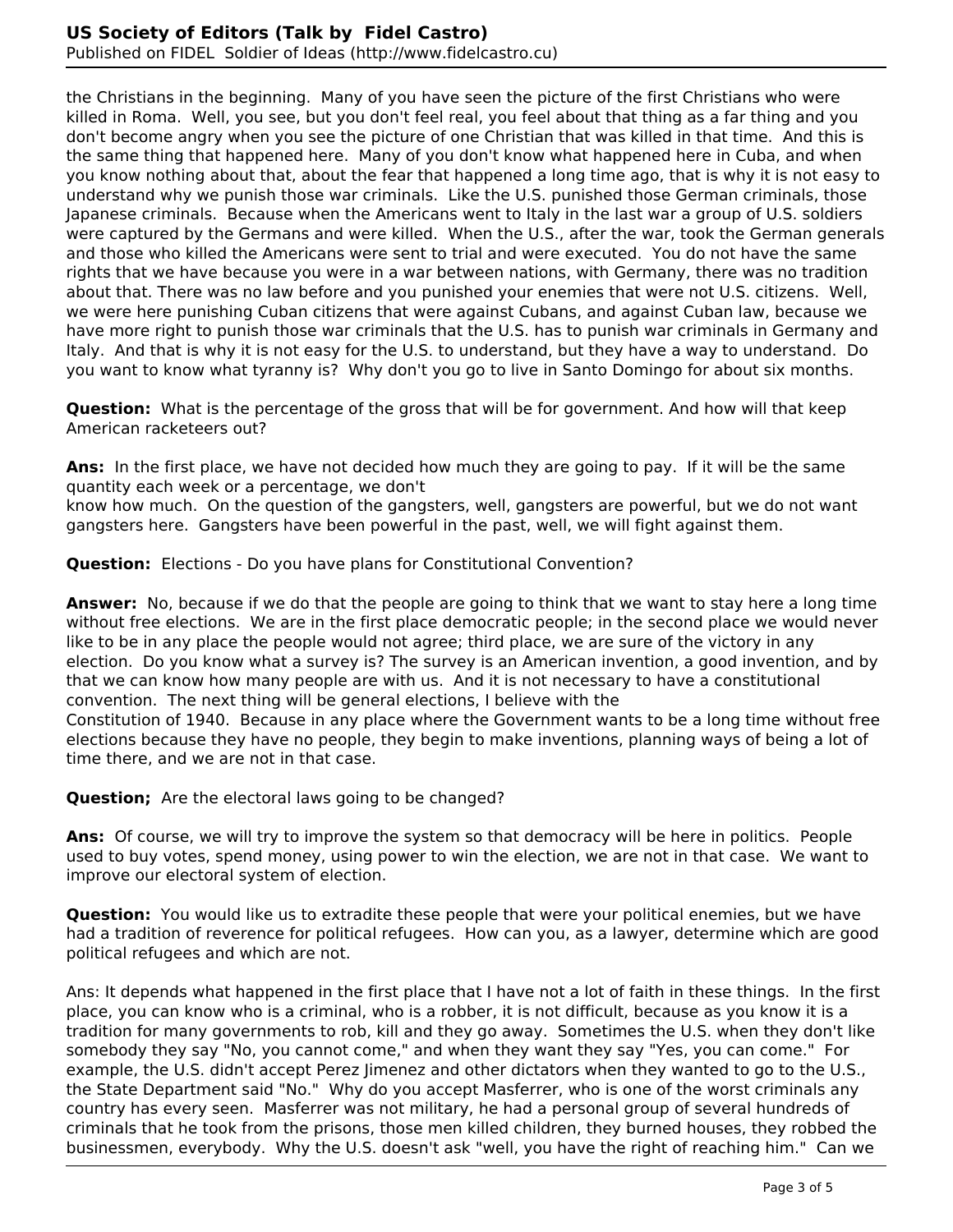the Christians in the beginning. Many of you have seen the picture of the first Christians who were killed in Roma. Well, you see, but you don't feel real, you feel about that thing as a far thing and you don't become angry when you see the picture of one Christian that was killed in that time. And this is the same thing that happened here. Many of you don't know what happened here in Cuba, and when you know nothing about that, about the fear that happened a long time ago, that is why it is not easy to understand why we punish those war criminals. Like the U.S. punished those German criminals, those Japanese criminals. Because when the Americans went to Italy in the last war a group of U.S. soldiers were captured by the Germans and were killed. When the U.S., after the war, took the German generals and those who killed the Americans were sent to trial and were executed. You do not have the same rights that we have because you were in a war between nations, with Germany, there was no tradition about that. There was no law before and you punished your enemies that were not U.S. citizens. Well, we were here punishing Cuban citizens that were against Cubans, and against Cuban law, because we have more right to punish those war criminals that the U.S. has to punish war criminals in Germany and Italy. And that is why it is not easy for the U.S. to understand, but they have a way to understand. Do you want to know what tyranny is? Why don't you go to live in Santo Domingo for about six months.

**Question:** What is the percentage of the gross that will be for government. And how will that keep American racketeers out?

**Ans:** In the first place, we have not decided how much they are going to pay. If it will be the same quantity each week or a percentage, we don't know how much. On the question of the gangsters, well, gangsters are powerful, but we do not want gangsters here. Gangsters have been powerful in the past, well, we will fight against them.

**Question:** Elections - Do you have plans for Constitutional Convention?

**Answer:** No, because if we do that the people are going to think that we want to stay here a long time without free elections. We are in the first place democratic people; in the second place we would never like to be in any place the people would not agree; third place, we are sure of the victory in any election. Do you know what a survey is? The survey is an American invention, a good invention, and by that we can know how many people are with us. And it is not necessary to have a constitutional convention. The next thing will be general elections, I believe with the Constitution of 1940. Because in any place where the Government wants to be a long time without free elections because they have no people, they begin to make inventions, planning ways of being a lot of time there, and we are not in that case.

**Question;** Are the electoral laws going to be changed?

**Ans:** Of course, we will try to improve the system so that democracy will be here in politics. People used to buy votes, spend money, using power to win the election, we are not in that case. We want to improve our electoral system of election.

**Question:** You would like us to extradite these people that were your political enemies, but we have had a tradition of reverence for political refugees. How can you, as a lawyer, determine which are good political refugees and which are not.

Ans: It depends what happened in the first place that I have not a lot of faith in these things. In the first place, you can know who is a criminal, who is a robber, it is not difficult, because as you know it is a tradition for many governments to rob, kill and they go away. Sometimes the U.S. when they don't like somebody they say "No, you cannot come," and when they want they say "Yes, you can come." For example, the U.S. didn't accept Perez Jimenez and other dictators when they wanted to go to the U.S., the State Department said "No." Why do you accept Masferrer, who is one of the worst criminals any country has every seen. Masferrer was not military, he had a personal group of several hundreds of criminals that he took from the prisons, those men killed children, they burned houses, they robbed the businessmen, everybody. Why the U.S. doesn't ask "well, you have the right of reaching him." Can we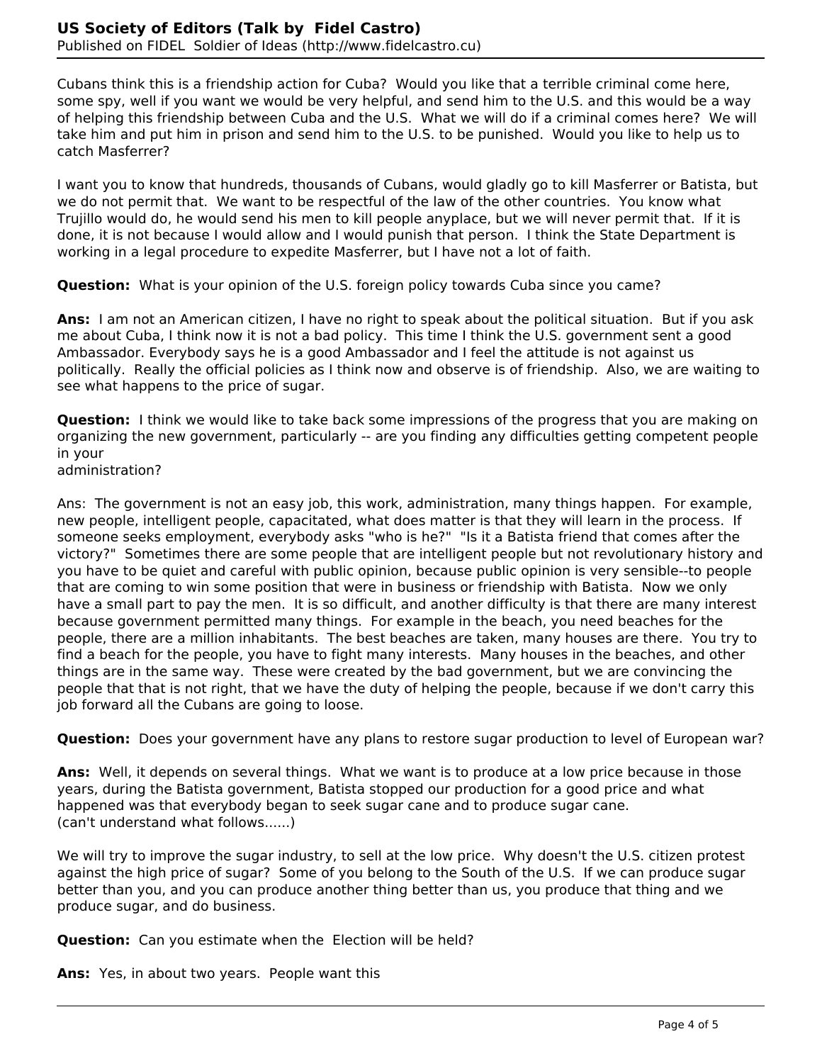Cubans think this is a friendship action for Cuba? Would you like that a terrible criminal come here, some spy, well if you want we would be very helpful, and send him to the U.S. and this would be a way of helping this friendship between Cuba and the U.S. What we will do if a criminal comes here? We will take him and put him in prison and send him to the U.S. to be punished. Would you like to help us to catch Masferrer?

I want you to know that hundreds, thousands of Cubans, would gladly go to kill Masferrer or Batista, but we do not permit that. We want to be respectful of the law of the other countries. You know what Trujillo would do, he would send his men to kill people anyplace, but we will never permit that. If it is done, it is not because I would allow and I would punish that person. I think the State Department is working in a legal procedure to expedite Masferrer, but I have not a lot of faith.

**Question:** What is your opinion of the U.S. foreign policy towards Cuba since you came?

**Ans:** I am not an American citizen, I have no right to speak about the political situation. But if you ask me about Cuba, I think now it is not a bad policy. This time I think the U.S. government sent a good Ambassador. Everybody says he is a good Ambassador and I feel the attitude is not against us politically. Really the official policies as I think now and observe is of friendship. Also, we are waiting to see what happens to the price of sugar.

**Question:** I think we would like to take back some impressions of the progress that you are making on organizing the new government, particularly -- are you finding any difficulties getting competent people in your administration?

Ans: The government is not an easy job, this work, administration, many things happen. For example, new people, intelligent people, capacitated, what does matter is that they will learn in the process. If someone seeks employment, everybody asks "who is he?" "Is it a Batista friend that comes after the victory?" Sometimes there are some people that are intelligent people but not revolutionary history and you have to be quiet and careful with public opinion, because public opinion is very sensible--to people that are coming to win some position that were in business or friendship with Batista. Now we only have a small part to pay the men. It is so difficult, and another difficulty is that there are many interest because government permitted many things. For example in the beach, you need beaches for the people, there are a million inhabitants. The best beaches are taken, many houses are there. You try to find a beach for the people, you have to fight many interests. Many houses in the beaches, and other things are in the same way. These were created by the bad government, but we are convincing the people that that is not right, that we have the duty of helping the people, because if we don't carry this job forward all the Cubans are going to loose.

**Question:** Does your government have any plans to restore sugar production to level of European war?

**Ans:** Well, it depends on several things. What we want is to produce at a low price because in those years, during the Batista government, Batista stopped our production for a good price and what happened was that everybody began to seek sugar cane and to produce sugar cane.
(can't understand what follows......)

We will try to improve the sugar industry, to sell at the low price. Why doesn't the U.S. citizen protest against the high price of sugar? Some of you belong to the South of the U.S. If we can produce sugar better than you, and you can produce another thing better than us, you produce that thing and we produce sugar, and do business.

**Question:** Can you estimate when the Election will be held?

**Ans:** Yes, in about two years. People want this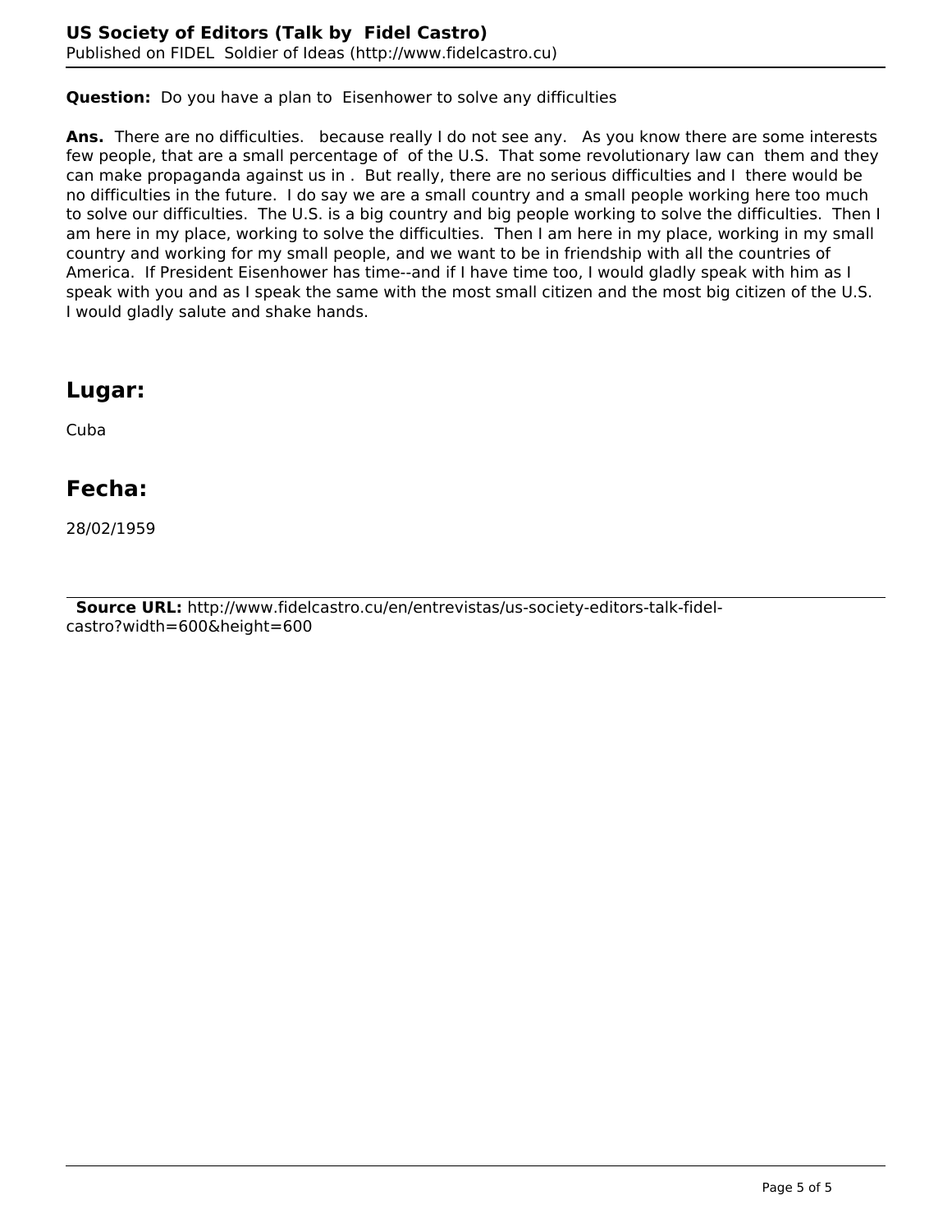**Question:** Do you have a plan to Eisenhower to solve any difficulties

**Ans.** There are no difficulties. because really I do not see any. As you know there are some interests few people, that are a small percentage of of the U.S. That some revolutionary law can them and they can make propaganda against us in . But really, there are no serious difficulties and I there would be no difficulties in the future. I do say we are a small country and a small people working here too much to solve our difficulties. The U.S. is a big country and big people working to solve the difficulties. Then I am here in my place, working to solve the difficulties. Then I am here in my place, working in my small country and working for my small people, and we want to be in friendship with all the countries of America. If President Eisenhower has time--and if I have time too, I would gladly speak with him as I speak with you and as I speak the same with the most small citizen and the most big citizen of the U.S. I would gladly salute and shake hands.

## Lugar:

Cuba

## Fecha:

28/02/1959

**Source URL:** http://www.fidelcastro.cu/en/entrevistas/us-society-editors-talk-fidel-castro?width=600&height=600